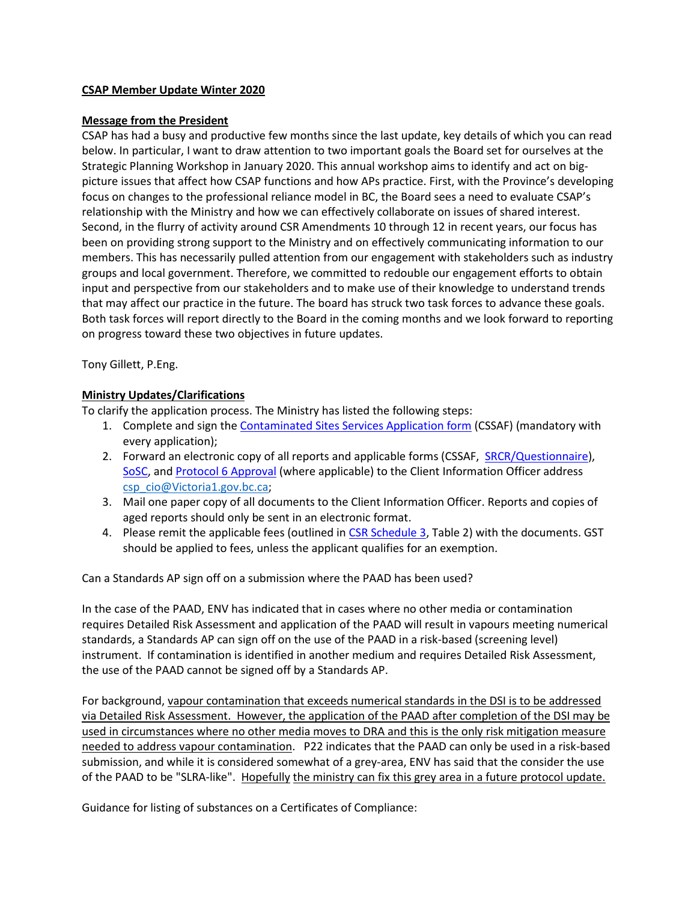**CSAP Member Update Winter 2020**

**Message from the President**

CSAP has had a busy and productive few months since the last update, key details of which you can read below. In particular, I want to draw attention to two important goals the Board set for ourselves at the Strategic Planning Workshop in January 2020. This annual workshop aims to identify and act on big-picture issues that affect how CSAP functions and how APs practice. First, with the Province's developing focus on changes to the professional reliance model in BC, the Board sees a need to evaluate CSAP's relationship with the Ministry and how we can effectively collaborate on issues of shared interest. Second, in the flurry of activity around CSR Amendments 10 through 12 in recent years, our focus has been on providing strong support to the Ministry and on effectively communicating information to our members. This has necessarily pulled attention from our engagement with stakeholders such as industry groups and local government. Therefore, we committed to redouble our engagement efforts to obtain input and perspective from our stakeholders and to make use of their knowledge to understand trends that may affect our practice in the future. The board has struck two task forces to advance these goals. Both task forces will report directly to the Board in the coming months and we look forward to reporting on progress toward these two objectives in future updates.

Tony Gillett, P.Eng.

**Ministry Updates/Clarifications**

To clarify the application process. The Ministry has listed the following steps:

1. Complete and sign the Contaminated Sites Services Application form (CSSAF) (mandatory with every application);
2. Forward an electronic copy of all reports and applicable forms (CSSAF, SRCR/Questionnaire), SoSC, and Protocol 6 Approval (where applicable) to the Client Information Officer address csp_cio@Victoria1.gov.bc.ca;
3. Mail one paper copy of all documents to the Client Information Officer. Reports and copies of aged reports should only be sent in an electronic format.
4. Please remit the applicable fees (outlined in CSR Schedule 3, Table 2) with the documents. GST should be applied to fees, unless the applicant qualifies for an exemption.

Can a Standards AP sign off on a submission where the PAAD has been used?

In the case of the PAAD, ENV has indicated that in cases where no other media or contamination requires Detailed Risk Assessment and application of the PAAD will result in vapours meeting numerical standards, a Standards AP can sign off on the use of the PAAD in a risk-based (screening level) instrument. If contamination is identified in another medium and requires Detailed Risk Assessment, the use of the PAAD cannot be signed off by a Standards AP.

For background, vapour contamination that exceeds numerical standards in the DSI is to be addressed via Detailed Risk Assessment. However, the application of the PAAD after completion of the DSI may be used in circumstances where no other media moves to DRA and this is the only risk mitigation measure needed to address vapour contamination. P22 indicates that the PAAD can only be used in a risk-based submission, and while it is considered somewhat of a grey-area, ENV has said that the consider the use of the PAAD to be "SLRA-like". Hopefully the ministry can fix this grey area in a future protocol update.

Guidance for listing of substances on a Certificates of Compliance: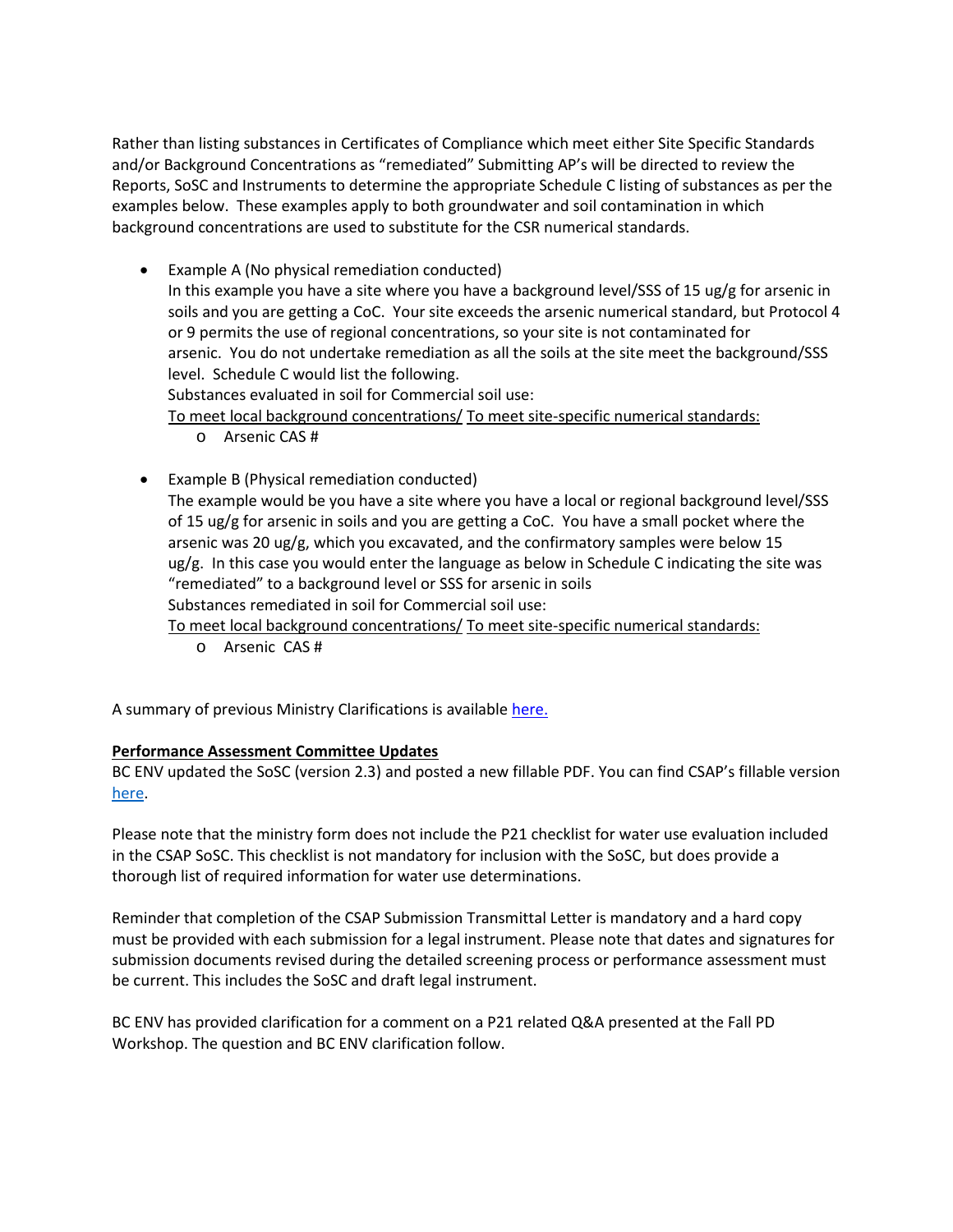Rather than listing substances in Certificates of Compliance which meet either Site Specific Standards and/or Background Concentrations as "remediated" Submitting AP's will be directed to review the Reports, SoSC and Instruments to determine the appropriate Schedule C listing of substances as per the examples below. These examples apply to both groundwater and soil contamination in which background concentrations are used to substitute for the CSR numerical standards.

- Example A (No physical remediation conducted)
  In this example you have a site where you have a background level/SSS of 15 ug/g for arsenic in soils and you are getting a CoC. Your site exceeds the arsenic numerical standard, but Protocol 4 or 9 permits the use of regional concentrations, so your site is not contaminated for arsenic. You do not undertake remediation as all the soils at the site meet the background/SSS level. Schedule C would list the following.
  Substances evaluated in soil for Commercial soil use:
  <u>To meet local background concentrations/</u> <u>To meet site-specific numerical standards:</u>
  - Arsenic CAS #

- Example B (Physical remediation conducted)
  The example would be you have a site where you have a local or regional background level/SSS of 15 ug/g for arsenic in soils and you are getting a CoC. You have a small pocket where the arsenic was 20 ug/g, which you excavated, and the confirmatory samples were below 15 ug/g. In this case you would enter the language as below in Schedule C indicating the site was "remediated" to a background level or SSS for arsenic in soils
  Substances remediated in soil for Commercial soil use:
  <u>To meet local background concentrations/</u> <u>To meet site-specific numerical standards:</u>
  - Arsenic CAS #

A summary of previous Ministry Clarifications is available here.

**<u>Performance Assessment Committee Updates</u>**

BC ENV updated the SoSC (version 2.3) and posted a new fillable PDF. You can find CSAP's fillable version here.

Please note that the ministry form does not include the P21 checklist for water use evaluation included in the CSAP SoSC. This checklist is not mandatory for inclusion with the SoSC, but does provide a thorough list of required information for water use determinations.

Reminder that completion of the CSAP Submission Transmittal Letter is mandatory and a hard copy must be provided with each submission for a legal instrument. Please note that dates and signatures for submission documents revised during the detailed screening process or performance assessment must be current. This includes the SoSC and draft legal instrument.

BC ENV has provided clarification for a comment on a P21 related Q&A presented at the Fall PD Workshop. The question and BC ENV clarification follow.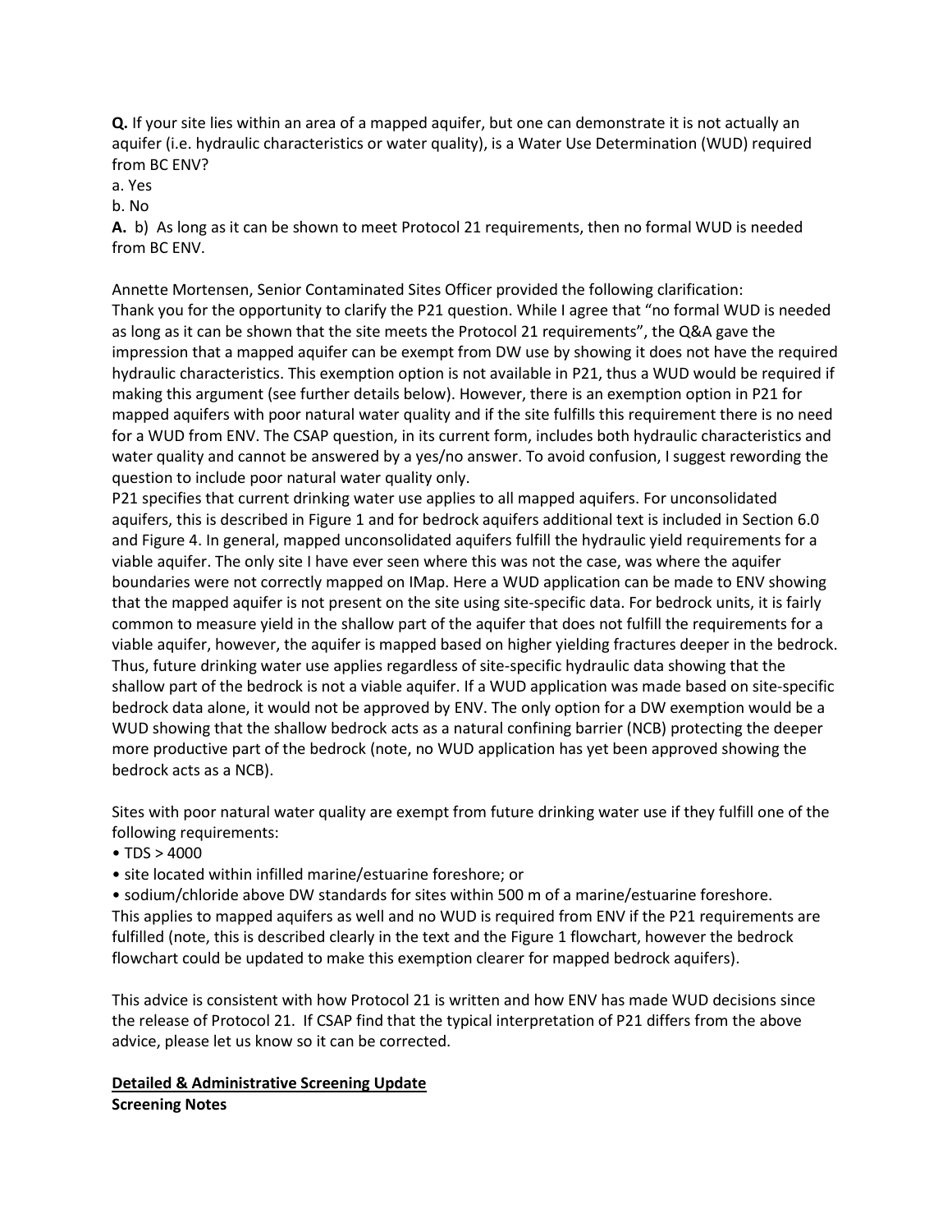**Q.** If your site lies within an area of a mapped aquifer, but one can demonstrate it is not actually an aquifer (i.e. hydraulic characteristics or water quality), is a Water Use Determination (WUD) required from BC ENV?

a. Yes

b. No

**A.** b) As long as it can be shown to meet Protocol 21 requirements, then no formal WUD is needed from BC ENV.

Annette Mortensen, Senior Contaminated Sites Officer provided the following clarification:
Thank you for the opportunity to clarify the P21 question. While I agree that "no formal WUD is needed as long as it can be shown that the site meets the Protocol 21 requirements", the Q&A gave the impression that a mapped aquifer can be exempt from DW use by showing it does not have the required hydraulic characteristics. This exemption option is not available in P21, thus a WUD would be required if making this argument (see further details below). However, there is an exemption option in P21 for mapped aquifers with poor natural water quality and if the site fulfills this requirement there is no need for a WUD from ENV. The CSAP question, in its current form, includes both hydraulic characteristics and water quality and cannot be answered by a yes/no answer. To avoid confusion, I suggest rewording the question to include poor natural water quality only.
P21 specifies that current drinking water use applies to all mapped aquifers. For unconsolidated aquifers, this is described in Figure 1 and for bedrock aquifers additional text is included in Section 6.0 and Figure 4. In general, mapped unconsolidated aquifers fulfill the hydraulic yield requirements for a viable aquifer. The only site I have ever seen where this was not the case, was where the aquifer boundaries were not correctly mapped on IMap. Here a WUD application can be made to ENV showing that the mapped aquifer is not present on the site using site-specific data. For bedrock units, it is fairly common to measure yield in the shallow part of the aquifer that does not fulfill the requirements for a viable aquifer, however, the aquifer is mapped based on higher yielding fractures deeper in the bedrock. Thus, future drinking water use applies regardless of site-specific hydraulic data showing that the shallow part of the bedrock is not a viable aquifer. If a WUD application was made based on site-specific bedrock data alone, it would not be approved by ENV. The only option for a DW exemption would be a WUD showing that the shallow bedrock acts as a natural confining barrier (NCB) protecting the deeper more productive part of the bedrock (note, no WUD application has yet been approved showing the bedrock acts as a NCB).

Sites with poor natural water quality are exempt from future drinking water use if they fulfill one of the following requirements:

- TDS > 4000
- site located within infilled marine/estuarine foreshore; or
- sodium/chloride above DW standards for sites within 500 m of a marine/estuarine foreshore.

This applies to mapped aquifers as well and no WUD is required from ENV if the P21 requirements are fulfilled (note, this is described clearly in the text and the Figure 1 flowchart, however the bedrock flowchart could be updated to make this exemption clearer for mapped bedrock aquifers).

This advice is consistent with how Protocol 21 is written and how ENV has made WUD decisions since the release of Protocol 21. If CSAP find that the typical interpretation of P21 differs from the above advice, please let us know so it can be corrected.

**<u>Detailed & Administrative Screening Update</u>**

**Screening Notes**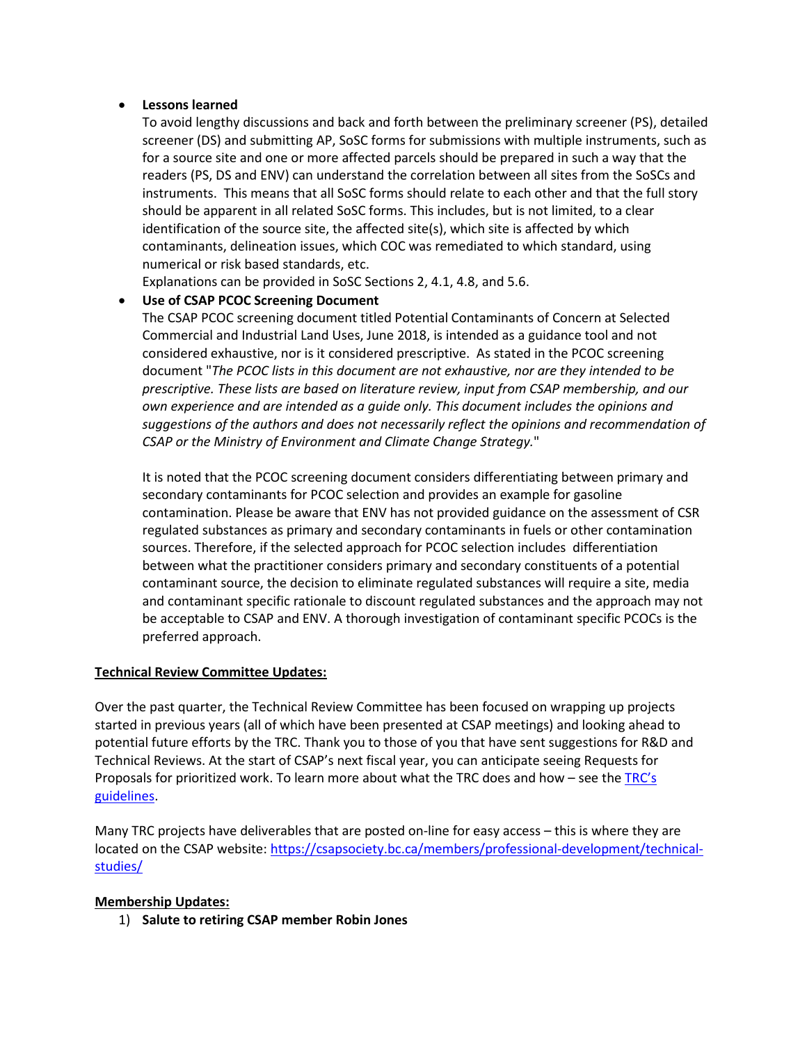- **Lessons learned**
  To avoid lengthy discussions and back and forth between the preliminary screener (PS), detailed screener (DS) and submitting AP, SoSC forms for submissions with multiple instruments, such as for a source site and one or more affected parcels should be prepared in such a way that the readers (PS, DS and ENV) can understand the correlation between all sites from the SoSCs and instruments. This means that all SoSC forms should relate to each other and that the full story should be apparent in all related SoSC forms. This includes, but is not limited, to a clear identification of the source site, the affected site(s), which site is affected by which contaminants, delineation issues, which COC was remediated to which standard, using numerical or risk based standards, etc.
  Explanations can be provided in SoSC Sections 2, 4.1, 4.8, and 5.6.
- **Use of CSAP PCOC Screening Document**
  The CSAP PCOC screening document titled Potential Contaminants of Concern at Selected Commercial and Industrial Land Uses, June 2018, is intended as a guidance tool and not considered exhaustive, nor is it considered prescriptive. As stated in the PCOC screening document "*The PCOC lists in this document are not exhaustive, nor are they intended to be prescriptive. These lists are based on literature review, input from CSAP membership, and our own experience and are intended as a guide only. This document includes the opinions and suggestions of the authors and does not necessarily reflect the opinions and recommendation of CSAP or the Ministry of Environment and Climate Change Strategy.*"

  It is noted that the PCOC screening document considers differentiating between primary and secondary contaminants for PCOC selection and provides an example for gasoline contamination. Please be aware that ENV has not provided guidance on the assessment of CSR regulated substances as primary and secondary contaminants in fuels or other contamination sources. Therefore, if the selected approach for PCOC selection includes differentiation between what the practitioner considers primary and secondary constituents of a potential contaminant source, the decision to eliminate regulated substances will require a site, media and contaminant specific rationale to discount regulated substances and the approach may not be acceptable to CSAP and ENV. A thorough investigation of contaminant specific PCOCs is the preferred approach.

**Technical Review Committee Updates:**

Over the past quarter, the Technical Review Committee has been focused on wrapping up projects started in previous years (all of which have been presented at CSAP meetings) and looking ahead to potential future efforts by the TRC. Thank you to those of you that have sent suggestions for R&D and Technical Reviews. At the start of CSAP's next fiscal year, you can anticipate seeing Requests for Proposals for prioritized work. To learn more about what the TRC does and how – see the TRC's guidelines.

Many TRC projects have deliverables that are posted on-line for easy access – this is where they are located on the CSAP website: https://csapsociety.bc.ca/members/professional-development/technical-studies/

**Membership Updates:**

1) **Salute to retiring CSAP member Robin Jones**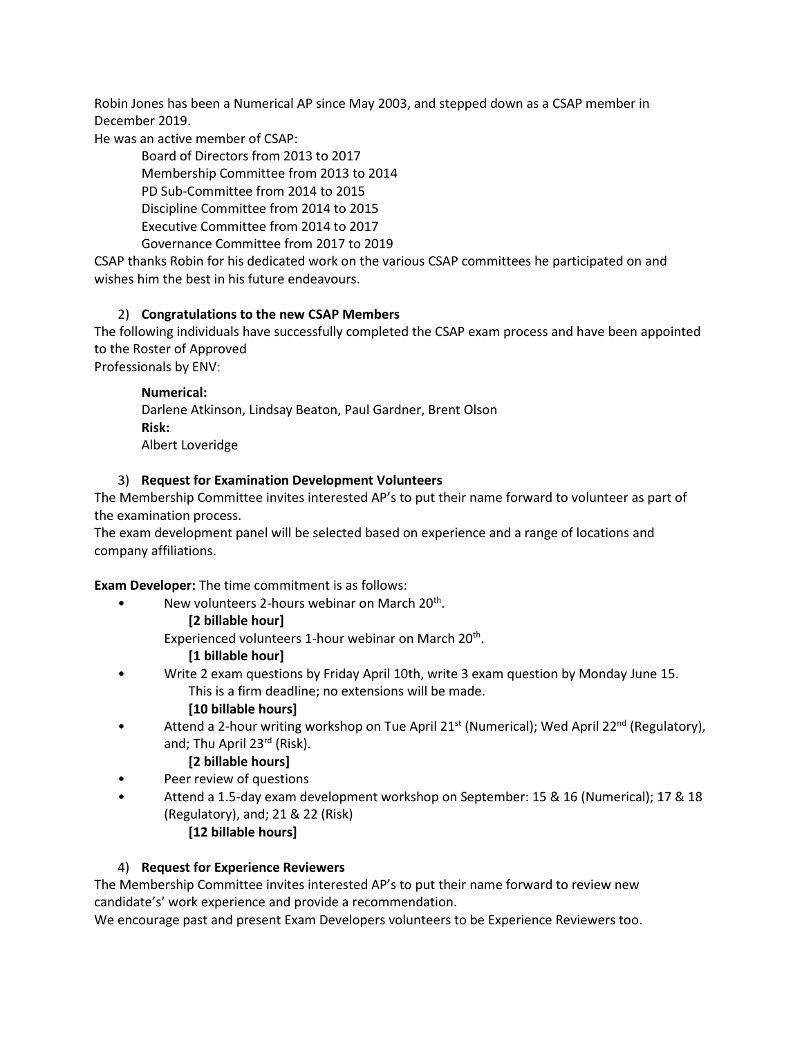Robin Jones has been a Numerical AP since May 2003, and stepped down as a CSAP member in December 2019.

He was an active member of CSAP:

Board of Directors from 2013 to 2017
Membership Committee from 2013 to 2014
PD Sub-Committee from 2014 to 2015
Discipline Committee from 2014 to 2015
Executive Committee from 2014 to 2017
Governance Committee from 2017 to 2019

CSAP thanks Robin for his dedicated work on the various CSAP committees he participated on and wishes him the best in his future endeavours.

2) **Congratulations to the new CSAP Members**

The following individuals have successfully completed the CSAP exam process and have been appointed to the Roster of Approved
Professionals by ENV:

**Numerical:**
Darlene Atkinson, Lindsay Beaton, Paul Gardner, Brent Olson
**Risk:**
Albert Loveridge

3) **Request for Examination Development Volunteers**

The Membership Committee invites interested AP's to put their name forward to volunteer as part of the examination process.

The exam development panel will be selected based on experience and a range of locations and company affiliations.

**Exam Developer:** The time commitment is as follows:

- New volunteers 2-hours webinar on March 20th.
  **[2 billable hour]**
  Experienced volunteers 1-hour webinar on March 20th.
  **[1 billable hour]**
- Write 2 exam questions by Friday April 10th, write 3 exam question by Monday June 15.
  This is a firm deadline; no extensions will be made.
  **[10 billable hours]**
- Attend a 2-hour writing workshop on Tue April 21st (Numerical); Wed April 22nd (Regulatory), and; Thu April 23rd (Risk).
  **[2 billable hours]**
- Peer review of questions
- Attend a 1.5-day exam development workshop on September: 15 & 16 (Numerical); 17 & 18 (Regulatory), and; 21 & 22 (Risk)
  **[12 billable hours]**

4) **Request for Experience Reviewers**

The Membership Committee invites interested AP's to put their name forward to review new candidate's' work experience and provide a recommendation.

We encourage past and present Exam Developers volunteers to be Experience Reviewers too.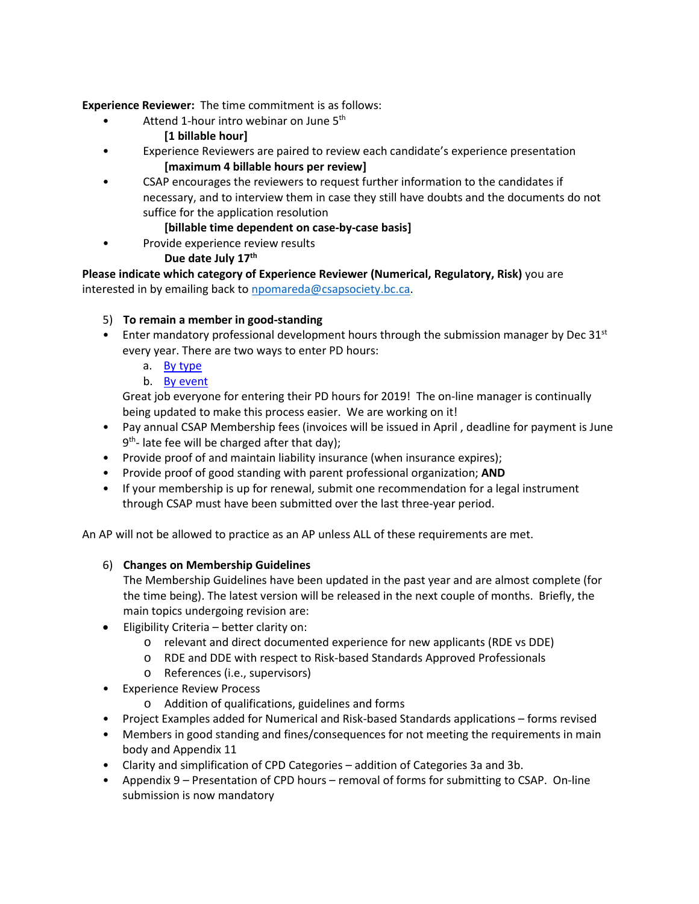**Experience Reviewer:** The time commitment is as follows:

- Attend 1-hour intro webinar on June 5th
  **[1 billable hour]**
- Experience Reviewers are paired to review each candidate's experience presentation
  **[maximum 4 billable hours per review]**
- CSAP encourages the reviewers to request further information to the candidates if necessary, and to interview them in case they still have doubts and the documents do not suffice for the application resolution
  **[billable time dependent on case-by-case basis]**
- Provide experience review results
  **Due date July 17th**

**Please indicate which category of Experience Reviewer (Numerical, Regulatory, Risk)** you are interested in by emailing back to npomareda@csapsociety.bc.ca.

5) **To remain a member in good-standing**

- Enter mandatory professional development hours through the submission manager by Dec 31st every year. There are two ways to enter PD hours:
  a. By type
  b. By event

  Great job everyone for entering their PD hours for 2019! The on-line manager is continually being updated to make this process easier. We are working on it!
- Pay annual CSAP Membership fees (invoices will be issued in April , deadline for payment is June 9th- late fee will be charged after that day);
- Provide proof of and maintain liability insurance (when insurance expires);
- Provide proof of good standing with parent professional organization; **AND**
- If your membership is up for renewal, submit one recommendation for a legal instrument through CSAP must have been submitted over the last three-year period.

An AP will not be allowed to practice as an AP unless ALL of these requirements are met.

6) **Changes on Membership Guidelines**

The Membership Guidelines have been updated in the past year and are almost complete (for the time being). The latest version will be released in the next couple of months. Briefly, the main topics undergoing revision are:

- Eligibility Criteria – better clarity on:
  - relevant and direct documented experience for new applicants (RDE vs DDE)
  - RDE and DDE with respect to Risk-based Standards Approved Professionals
  - References (i.e., supervisors)
- Experience Review Process
  - Addition of qualifications, guidelines and forms
- Project Examples added for Numerical and Risk-based Standards applications – forms revised
- Members in good standing and fines/consequences for not meeting the requirements in main body and Appendix 11
- Clarity and simplification of CPD Categories – addition of Categories 3a and 3b.
- Appendix 9 – Presentation of CPD hours – removal of forms for submitting to CSAP. On-line submission is now mandatory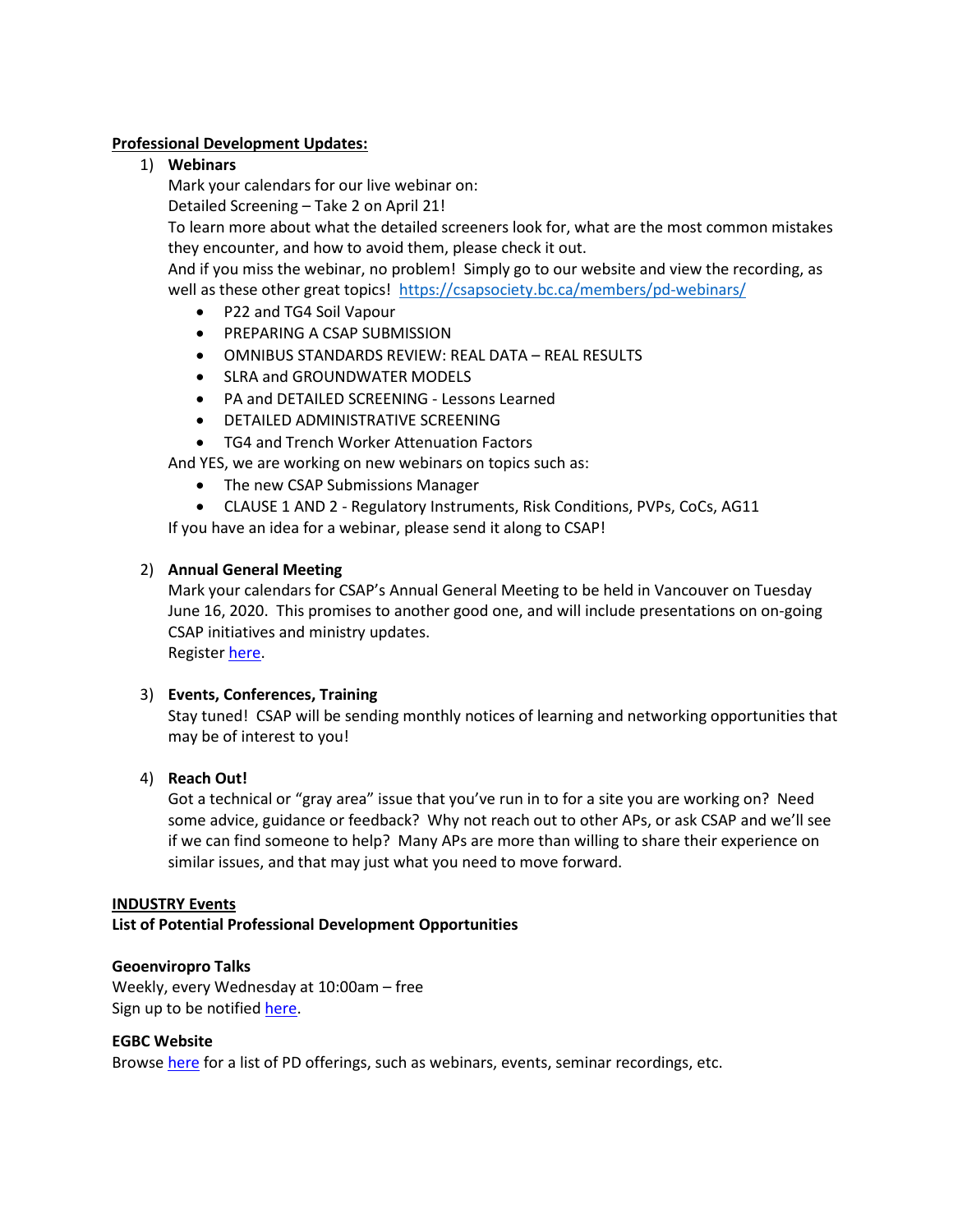**Professional Development Updates:**

1) **Webinars**

   Mark your calendars for our live webinar on:
   Detailed Screening – Take 2 on April 21!
   To learn more about what the detailed screeners look for, what are the most common mistakes they encounter, and how to avoid them, please check it out.
   And if you miss the webinar, no problem! Simply go to our website and view the recording, as well as these other great topics! https://csapsociety.bc.ca/members/pd-webinars/

   - P22 and TG4 Soil Vapour
   - PREPARING A CSAP SUBMISSION
   - OMNIBUS STANDARDS REVIEW: REAL DATA – REAL RESULTS
   - SLRA and GROUNDWATER MODELS
   - PA and DETAILED SCREENING - Lessons Learned
   - DETAILED ADMINISTRATIVE SCREENING
   - TG4 and Trench Worker Attenuation Factors

   And YES, we are working on new webinars on topics such as:

   - The new CSAP Submissions Manager
   - CLAUSE 1 AND 2 - Regulatory Instruments, Risk Conditions, PVPs, CoCs, AG11

   If you have an idea for a webinar, please send it along to CSAP!

2) **Annual General Meeting**

   Mark your calendars for CSAP's Annual General Meeting to be held in Vancouver on Tuesday June 16, 2020. This promises to another good one, and will include presentations on on-going CSAP initiatives and ministry updates.
   Register here.

3) **Events, Conferences, Training**

   Stay tuned! CSAP will be sending monthly notices of learning and networking opportunities that may be of interest to you!

4) **Reach Out!**

   Got a technical or "gray area" issue that you've run in to for a site you are working on? Need some advice, guidance or feedback? Why not reach out to other APs, or ask CSAP and we'll see if we can find someone to help? Many APs are more than willing to share their experience on similar issues, and that may just what you need to move forward.

**INDUSTRY Events**

**List of Potential Professional Development Opportunities**

**Geoenviropro Talks**

Weekly, every Wednesday at 10:00am – free
Sign up to be notified here.

**EGBC Website**

Browse here for a list of PD offerings, such as webinars, events, seminar recordings, etc.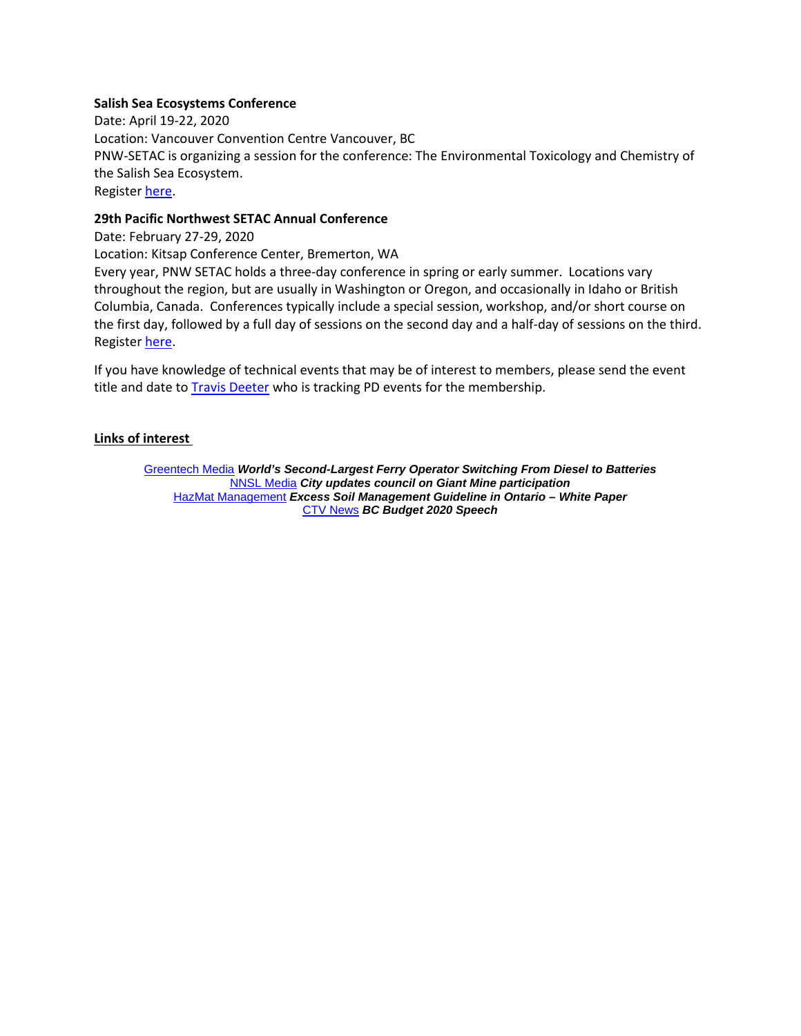**Salish Sea Ecosystems Conference**

Date: April 19-22, 2020

Location: Vancouver Convention Centre Vancouver, BC

PNW-SETAC is organizing a session for the conference: The Environmental Toxicology and Chemistry of the Salish Sea Ecosystem.

Register here.

**29th Pacific Northwest SETAC Annual Conference**

Date: February 27-29, 2020

Location: Kitsap Conference Center, Bremerton, WA

Every year, PNW SETAC holds a three-day conference in spring or early summer. Locations vary throughout the region, but are usually in Washington or Oregon, and occasionally in Idaho or British Columbia, Canada. Conferences typically include a special session, workshop, and/or short course on the first day, followed by a full day of sessions on the second day and a half-day of sessions on the third.

Register here.

If you have knowledge of technical events that may be of interest to members, please send the event title and date to Travis Deeter who is tracking PD events for the membership.

## Links of interest

Greentech Media ***World's Second-Largest Ferry Operator Switching From Diesel to Batteries***

NNSL Media ***City updates council on Giant Mine participation***

HazMat Management ***Excess Soil Management Guideline in Ontario – White Paper***

CTV News ***BC Budget 2020 Speech***